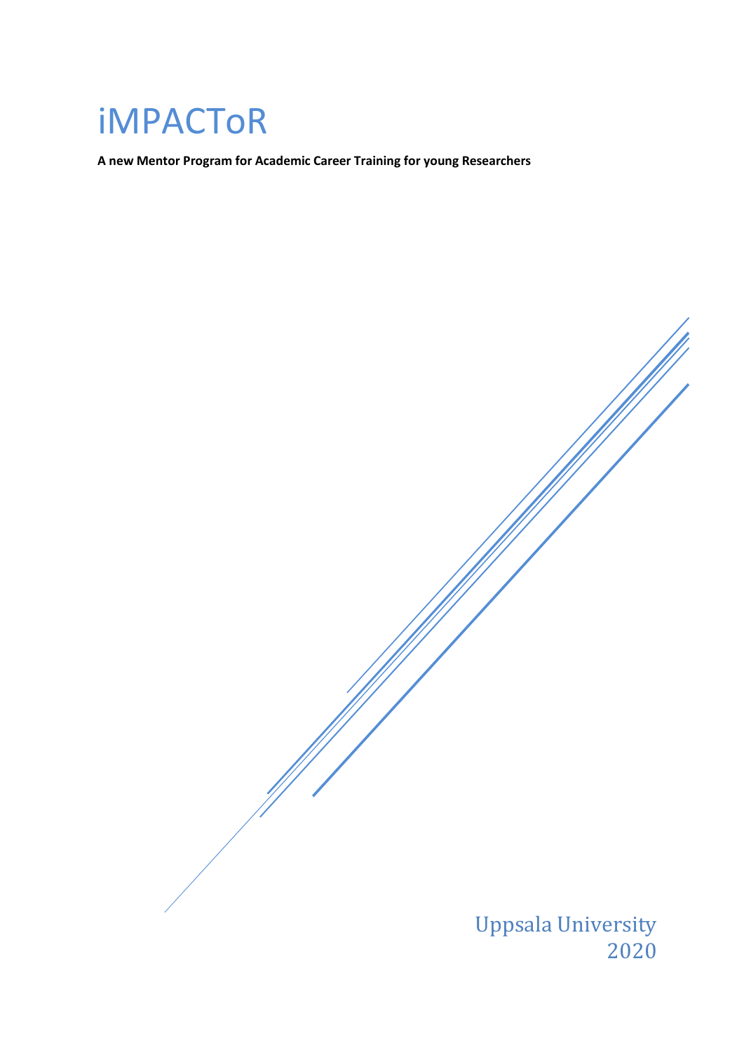# iMPACToR

**A new Mentor Program for Academic Career Training for young Researchers**

Uppsala University
2020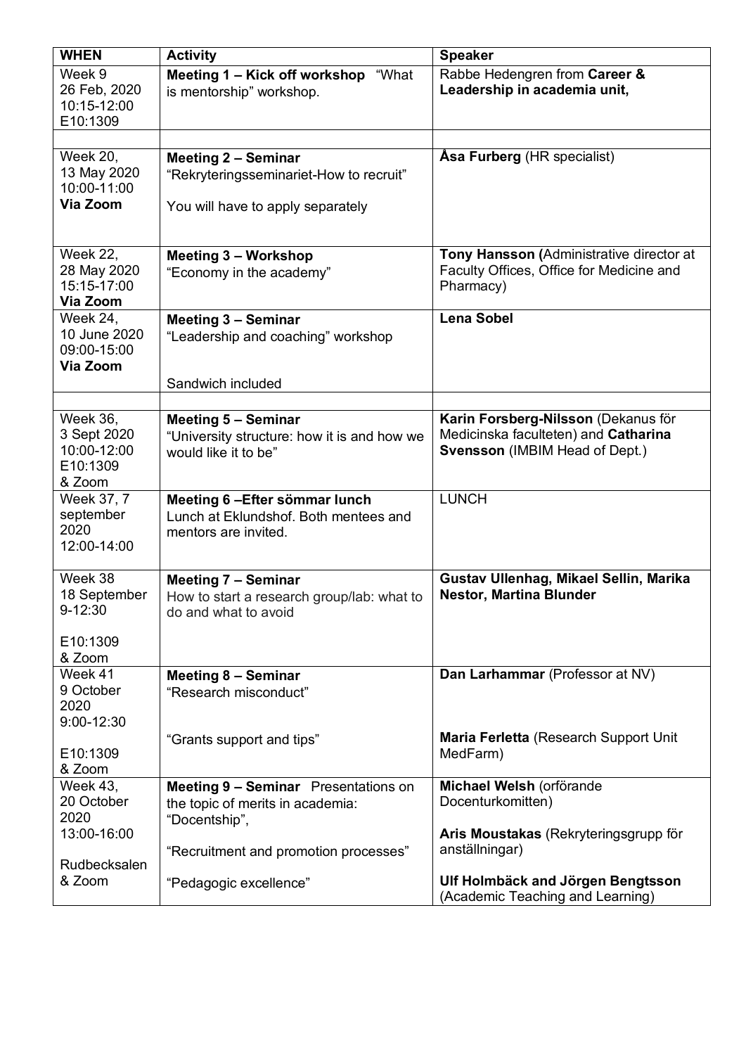| WHEN | Activity | Speaker |
| --- | --- | --- |
| Week 9<br>26 Feb, 2020<br>10:15-12:00<br>E10:1309 | **Meeting 1 – Kick off workshop** “What is mentorship” workshop. | Rabbe Hedengren from **Career & Leadership in academia unit,** |
| | | |
| Week 20,<br>13 May 2020<br>10:00-11:00<br>**Via Zoom** | **Meeting 2 – Seminar**<br>“Rekryteringsseminariet-How to recruit”<br><br>You will have to apply separately | **Åsa Furberg** (HR specialist) |
| Week 22,<br>28 May 2020<br>15:15-17:00<br>**Via Zoom** | **Meeting 3 – Workshop**<br>“Economy in the academy” | **Tony Hansson (**Administrative director at Faculty Offices, Office for Medicine and Pharmacy) |
| Week 24,<br>10 June 2020<br>09:00-15:00<br>**Via Zoom** | **Meeting 3 – Seminar**<br>“Leadership and coaching” workshop<br><br>Sandwich included | **Lena Sobel** |
| | | |
| Week 36,<br>3 Sept 2020<br>10:00-12:00<br>E10:1309<br>& Zoom | **Meeting 5 – Seminar**<br>“University structure: how it is and how we would like it to be” | **Karin Forsberg-Nilsson** (Dekanus för Medicinska faculteten) and **Catharina Svensson** (IMBIM Head of Dept.) |
| Week 37, 7 september 2020<br>12:00-14:00 | **Meeting 6 –Efter sömmar lunch**<br>Lunch at Eklundshof. Both mentees and mentors are invited. | LUNCH |
| Week 38<br>18 September<br>9-12:30<br><br>E10:1309<br>& Zoom | **Meeting 7 – Seminar**<br>How to start a research group/lab: what to do and what to avoid | **Gustav Ullenhag, Mikael Sellin, Marika Nestor, Martina Blunder** |
| Week 41<br>9 October 2020<br>9:00-12:30<br><br>E10:1309<br>& Zoom | **Meeting 8 – Seminar**<br>“Research misconduct”<br><br>“Grants support and tips” | **Dan Larhammar** (Professor at NV)<br><br>**Maria Ferletta** (Research Support Unit MedFarm) |
| Week 43,<br>20 October 2020<br>13:00-16:00<br><br>Rudbecksalen<br>& Zoom | **Meeting 9 – Seminar** Presentations on the topic of merits in academia:<br>“Docentship”,<br><br>“Recruitment and promotion processes”<br><br>“Pedagogic excellence” | **Michael Welsh** (orförande Docenturkomitten)<br><br>**Aris Moustakas** (Rekryteringsgrupp för anställningar)<br><br>**Ulf Holmbäck and Jörgen Bengtsson** (Academic Teaching and Learning) |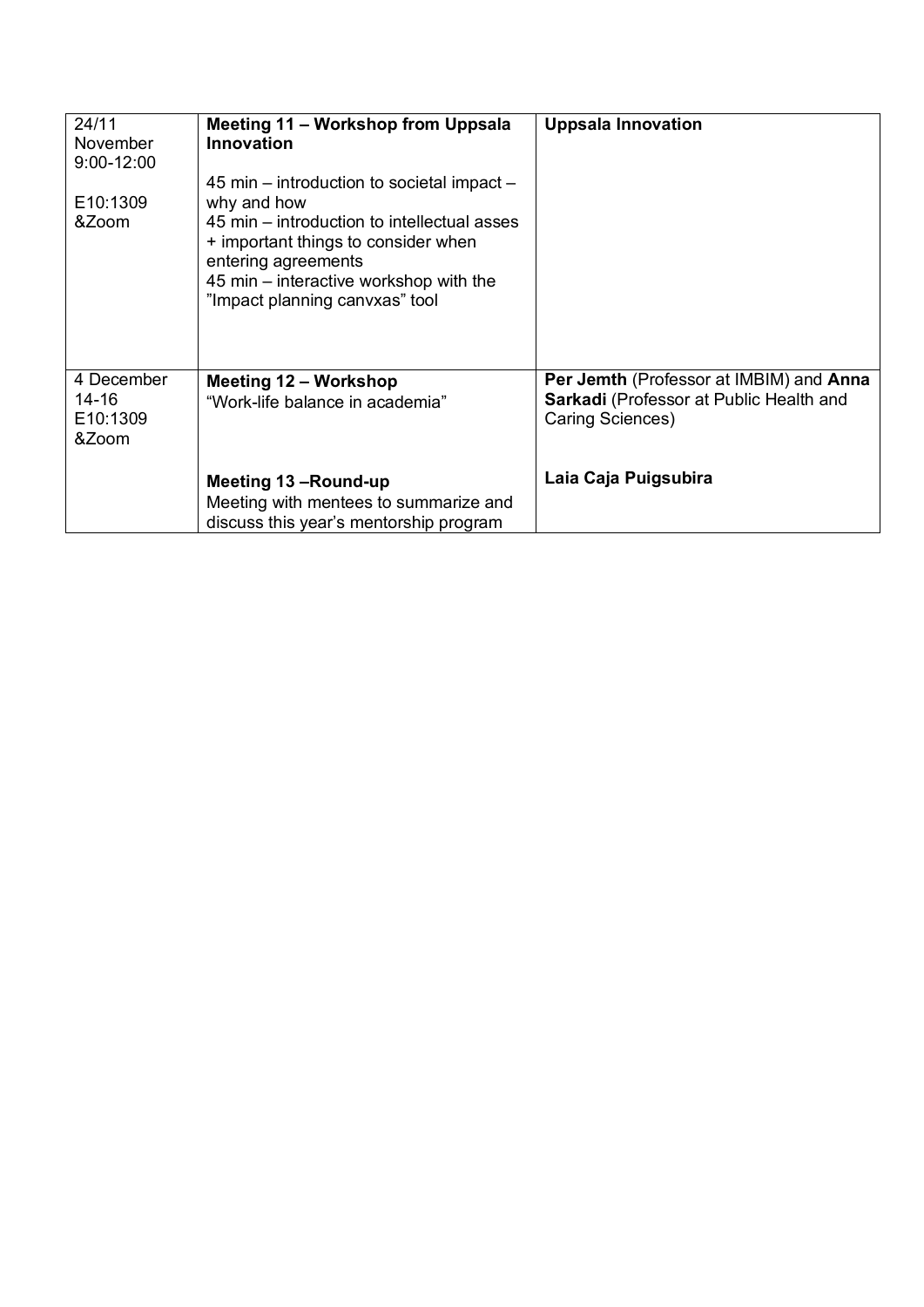| | | |
|---|---|---|
| 24/11 November 9:00-12:00<br><br>E10:1309 &Zoom | **Meeting 11 – Workshop from Uppsala Innovation**<br><br>45 min – introduction to societal impact – why and how<br>45 min – introduction to intellectual asses + important things to consider when entering agreements<br>45 min – interactive workshop with the "Impact planning canvxas" tool | **Uppsala Innovation** |
| 4 December 14-16 E10:1309 &Zoom | **Meeting 12 – Workshop**<br>"Work-life balance in academia"<br><br>**Meeting 13 –Round-up**<br>Meeting with mentees to summarize and discuss this year's mentorship program | **Per Jemth** (Professor at IMBIM) and **Anna Sarkadi** (Professor at Public Health and Caring Sciences)<br><br>**Laia Caja Puigsubira** |